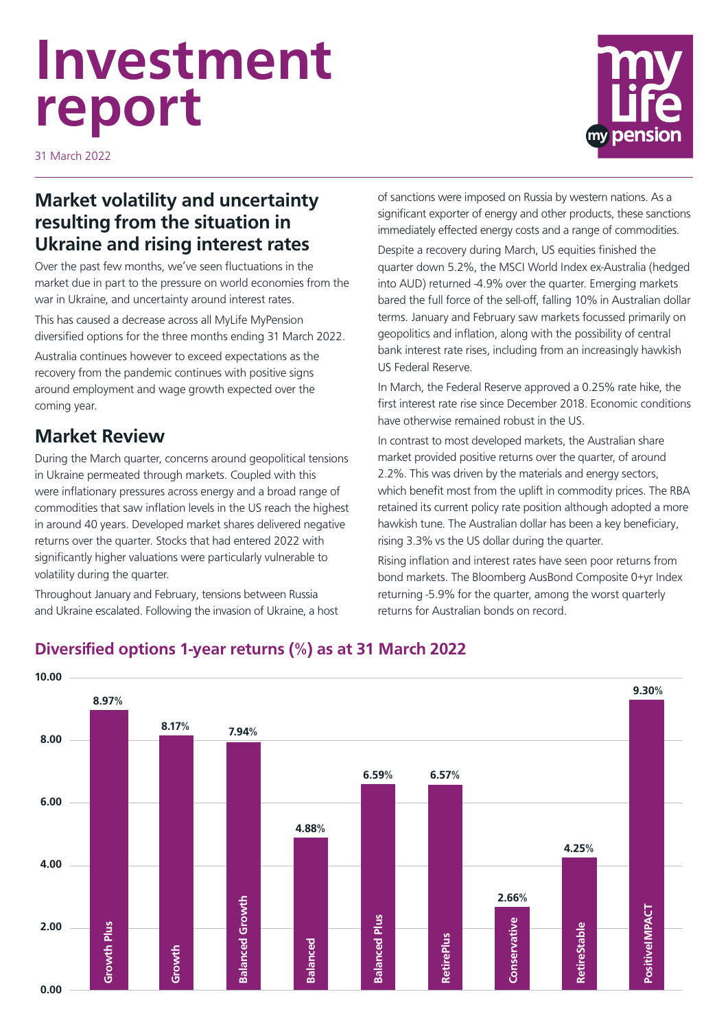# Investment report

31 March 2022

## Market volatility and uncertainty resulting from the situation in Ukraine and rising interest rates

Over the past few months, we've seen fluctuations in the market due in part to the pressure on world economies from the war in Ukraine, and uncertainty around interest rates.

This has caused a decrease across all MyLife MyPension diversified options for the three months ending 31 March 2022.

Australia continues however to exceed expectations as the recovery from the pandemic continues with positive signs around employment and wage growth expected over the coming year.

## Market Review

During the March quarter, concerns around geopolitical tensions in Ukraine permeated through markets. Coupled with this were inflationary pressures across energy and a broad range of commodities that saw inflation levels in the US reach the highest in around 40 years. Developed market shares delivered negative returns over the quarter. Stocks that had entered 2022 with significantly higher valuations were particularly vulnerable to volatility during the quarter.

Throughout January and February, tensions between Russia and Ukraine escalated. Following the invasion of Ukraine, a host of sanctions were imposed on Russia by western nations. As a significant exporter of energy and other products, these sanctions immediately effected energy costs and a range of commodities.

Despite a recovery during March, US equities finished the quarter down 5.2%, the MSCI World Index ex-Australia (hedged into AUD) returned -4.9% over the quarter. Emerging markets bared the full force of the sell-off, falling 10% in Australian dollar terms. January and February saw markets focussed primarily on geopolitics and inflation, along with the possibility of central bank interest rate rises, including from an increasingly hawkish US Federal Reserve.

In March, the Federal Reserve approved a 0.25% rate hike, the first interest rate rise since December 2018. Economic conditions have otherwise remained robust in the US.

In contrast to most developed markets, the Australian share market provided positive returns over the quarter, of around 2.2%. This was driven by the materials and energy sectors, which benefit most from the uplift in commodity prices. The RBA retained its current policy rate position although adopted a more hawkish tune. The Australian dollar has been a key beneficiary, rising 3.3% vs the US dollar during the quarter.

Rising inflation and interest rates have seen poor returns from bond markets. The Bloomberg AusBond Composite 0+yr Index returning -5.9% for the quarter, among the worst quarterly returns for Australian bonds on record.

## Diversified options 1-year returns (%) as at 31 March 2022

| Option | 1-year return (%) |
|---|---|
| Growth Plus | 8.97% |
| Growth | 8.17% |
| Balanced Growth | 7.94% |
| Balanced | 4.88% |
| Balanced Plus | 6.59% |
| RetirePlus | 6.57% |
| Conservative | 2.66% |
| RetireStable | 4.25% |
| PositiveIMPACT | 9.30% |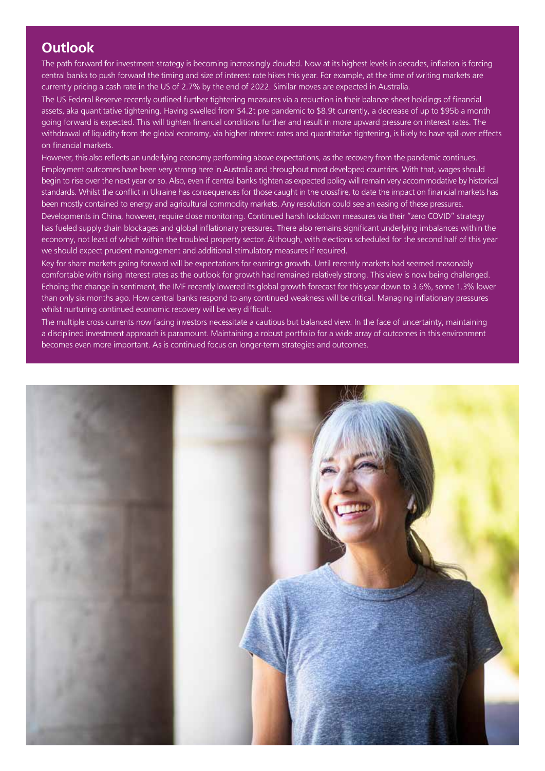## Outlook

The path forward for investment strategy is becoming increasingly clouded. Now at its highest levels in decades, inflation is forcing central banks to push forward the timing and size of interest rate hikes this year. For example, at the time of writing markets are currently pricing a cash rate in the US of 2.7% by the end of 2022. Similar moves are expected in Australia.

The US Federal Reserve recently outlined further tightening measures via a reduction in their balance sheet holdings of financial assets, aka quantitative tightening. Having swelled from $4.2t pre pandemic to $8.9t currently, a decrease of up to $95b a month going forward is expected. This will tighten financial conditions further and result in more upward pressure on interest rates. The withdrawal of liquidity from the global economy, via higher interest rates and quantitative tightening, is likely to have spill-over effects on financial markets.

However, this also reflects an underlying economy performing above expectations, as the recovery from the pandemic continues. Employment outcomes have been very strong here in Australia and throughout most developed countries. With that, wages should begin to rise over the next year or so. Also, even if central banks tighten as expected policy will remain very accommodative by historical standards. Whilst the conflict in Ukraine has consequences for those caught in the crossfire, to date the impact on financial markets has been mostly contained to energy and agricultural commodity markets. Any resolution could see an easing of these pressures.

Developments in China, however, require close monitoring. Continued harsh lockdown measures via their "zero COVID" strategy has fueled supply chain blockages and global inflationary pressures. There also remains significant underlying imbalances within the economy, not least of which within the troubled property sector. Although, with elections scheduled for the second half of this year we should expect prudent management and additional stimulatory measures if required.

Key for share markets going forward will be expectations for earnings growth. Until recently markets had seemed reasonably comfortable with rising interest rates as the outlook for growth had remained relatively strong. This view is now being challenged. Echoing the change in sentiment, the IMF recently lowered its global growth forecast for this year down to 3.6%, some 1.3% lower than only six months ago. How central banks respond to any continued weakness will be critical. Managing inflationary pressures whilst nurturing continued economic recovery will be very difficult.

The multiple cross currents now facing investors necessitate a cautious but balanced view. In the face of uncertainty, maintaining a disciplined investment approach is paramount. Maintaining a robust portfolio for a wide array of outcomes in this environment becomes even more important. As is continued focus on longer-term strategies and outcomes.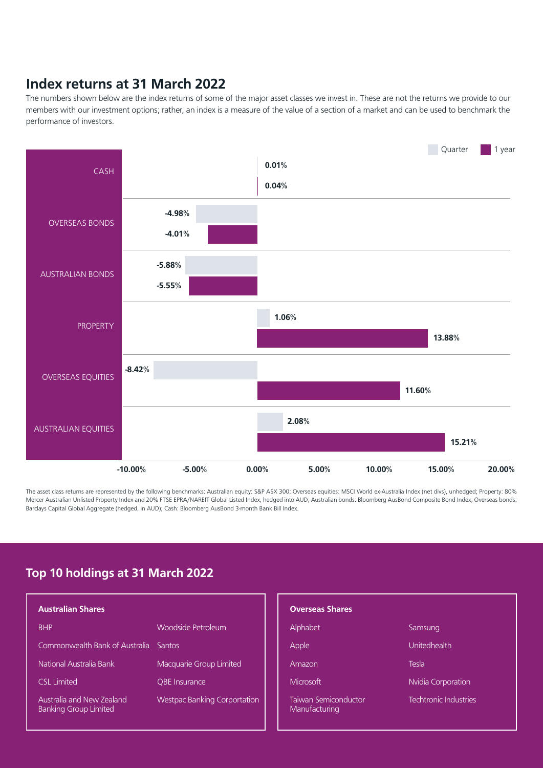## Index returns at 31 March 2022

The numbers shown below are the index returns of some of the major asset classes we invest in. These are not the returns we provide to our members with our investment options; rather, an index is a measure of the value of a section of a market and can be used to benchmark the performance of investors.

| Asset class | Quarter | 1 year |
| --- | --- | --- |
| CASH | 0.01% | 0.04% |
| OVERSEAS BONDS | -4.98% | -4.01% |
| AUSTRALIAN BONDS | -5.88% | -5.55% |
| PROPERTY | 1.06% | 13.88% |
| OVERSEAS EQUITIES | -8.42% | 11.60% |
| AUSTRALIAN EQUITIES | 2.08% | 15.21% |

The asset class returns are represented by the following benchmarks: Australian equity: S&P ASX 300; Overseas equities: MSCI World ex-Australia Index (net divs), unhedged; Property: 80% Mercer Australian Unlisted Property Index and 20% FTSE EPRA/NAREIT Global Listed Index, hedged into AUD; Australian bonds: Bloomberg AusBond Composite Bond Index; Overseas bonds: Barclays Capital Global Aggregate (hedged, in AUD); Cash: Bloomberg AusBond 3-month Bank Bill Index.

## Top 10 holdings at 31 March 2022

### Australian Shares

- BHP
- Commonwealth Bank of Australia
- National Australia Bank
- CSL Limited
- Australia and New Zealand Banking Group Limited
- Woodside Petroleum
- Santos
- Macquarie Group Limited
- QBE Insurance
- Westpac Banking Corportation

### Overseas Shares

- Alphabet
- Apple
- Amazon
- Microsoft
- Taiwan Semiconductor Manufacturing
- Samsung
- Unitedhealth
- Tesla
- Nvidia Corporation
- Techtronic Industries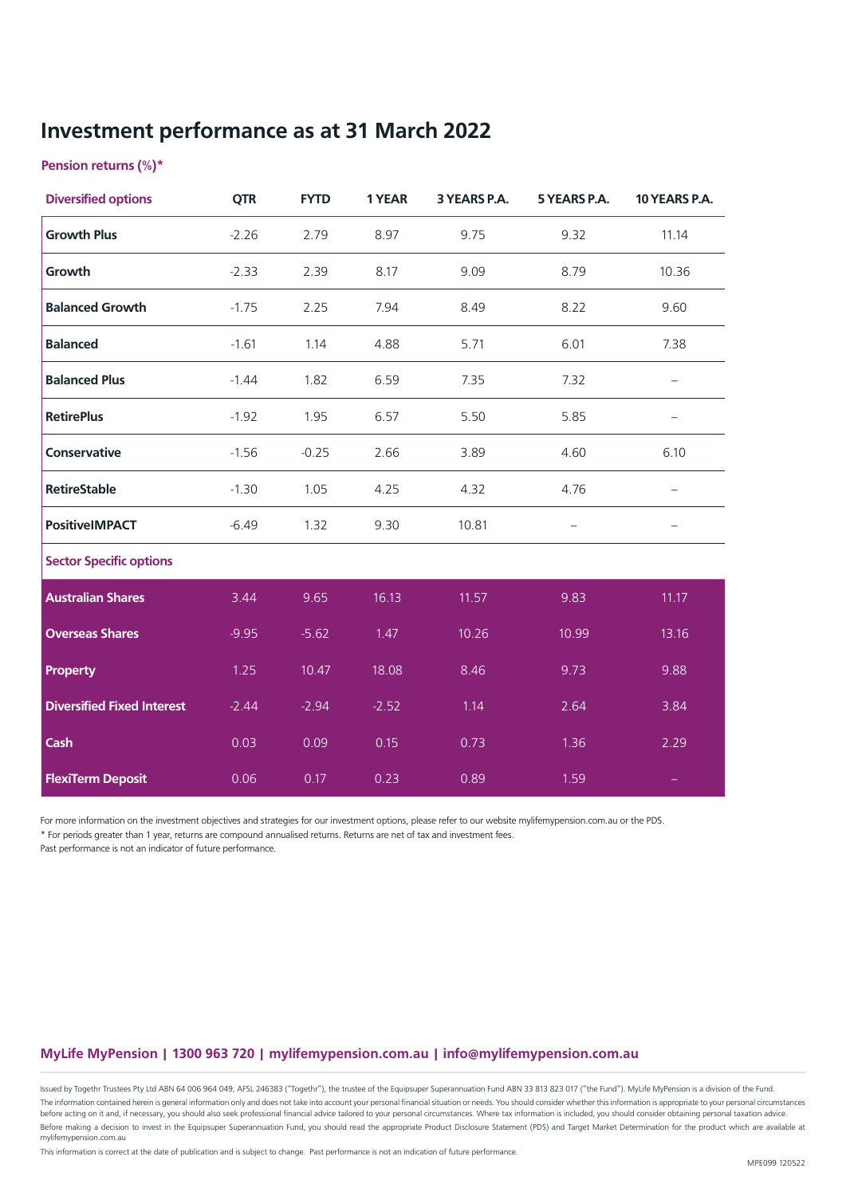# Investment performance as at 31 March 2022

## Pension returns (%)*

| Diversified options | QTR | FYTD | 1 YEAR | 3 YEARS P.A. | 5 YEARS P.A. | 10 YEARS P.A. |
|---|---|---|---|---|---|---|
| **Growth Plus** | -2.26 | 2.79 | 8.97 | 9.75 | 9.32 | 11.14 |
| **Growth** | -2.33 | 2.39 | 8.17 | 9.09 | 8.79 | 10.36 |
| **Balanced Growth** | -1.75 | 2.25 | 7.94 | 8.49 | 8.22 | 9.60 |
| **Balanced** | -1.61 | 1.14 | 4.88 | 5.71 | 6.01 | 7.38 |
| **Balanced Plus** | -1.44 | 1.82 | 6.59 | 7.35 | 7.32 | – |
| **RetirePlus** | -1.92 | 1.95 | 6.57 | 5.50 | 5.85 | – |
| **Conservative** | -1.56 | -0.25 | 2.66 | 3.89 | 4.60 | 6.10 |
| **RetireStable** | -1.30 | 1.05 | 4.25 | 4.32 | 4.76 | – |
| **PositiveIMPACT** | -6.49 | 1.32 | 9.30 | 10.81 | – | – |
| **Sector Specific options** | | | | | | |
| **Australian Shares** | 3.44 | 9.65 | 16.13 | 11.57 | 9.83 | 11.17 |
| **Overseas Shares** | -9.95 | -5.62 | 1.47 | 10.26 | 10.99 | 13.16 |
| **Property** | 1.25 | 10.47 | 18.08 | 8.46 | 9.73 | 9.88 |
| **Diversified Fixed Interest** | -2.44 | -2.94 | -2.52 | 1.14 | 2.64 | 3.84 |
| **Cash** | 0.03 | 0.09 | 0.15 | 0.73 | 1.36 | 2.29 |
| **FlexiTerm Deposit** | 0.06 | 0.17 | 0.23 | 0.89 | 1.59 | – |

For more information on the investment objectives and strategies for our investment options, please refer to our website mylifemypension.com.au or the PDS.

* For periods greater than 1 year, returns are compound annualised returns. Returns are net of tax and investment fees.

Past performance is not an indicator of future performance.

**MyLife MyPension | 1300 963 720 | mylifemypension.com.au | info@mylifemypension.com.au**

Issued by Togethr Trustees Pty Ltd ABN 64 006 964 049, AFSL 246383 ("Togethr"), the trustee of the Equipsuper Superannuation Fund ABN 33 813 823 017 ("the Fund"). MyLife MyPension is a division of the Fund.

The information contained herein is general information only and does not take into account your personal financial situation or needs. You should consider whether this information is appropriate to your personal circumstances before acting on it and, if necessary, you should also seek professional financial advice tailored to your personal circumstances. Where tax information is included, you should consider obtaining personal taxation advice.

Before making a decision to invest in the Equipsuper Superannuation Fund, you should read the appropriate Product Disclosure Statement (PDS) and Target Market Determination for the product which are available at mylifemypension.com.au

This information is correct at the date of publication and is subject to change. Past performance is not an indication of future performance.

MPE099 120522